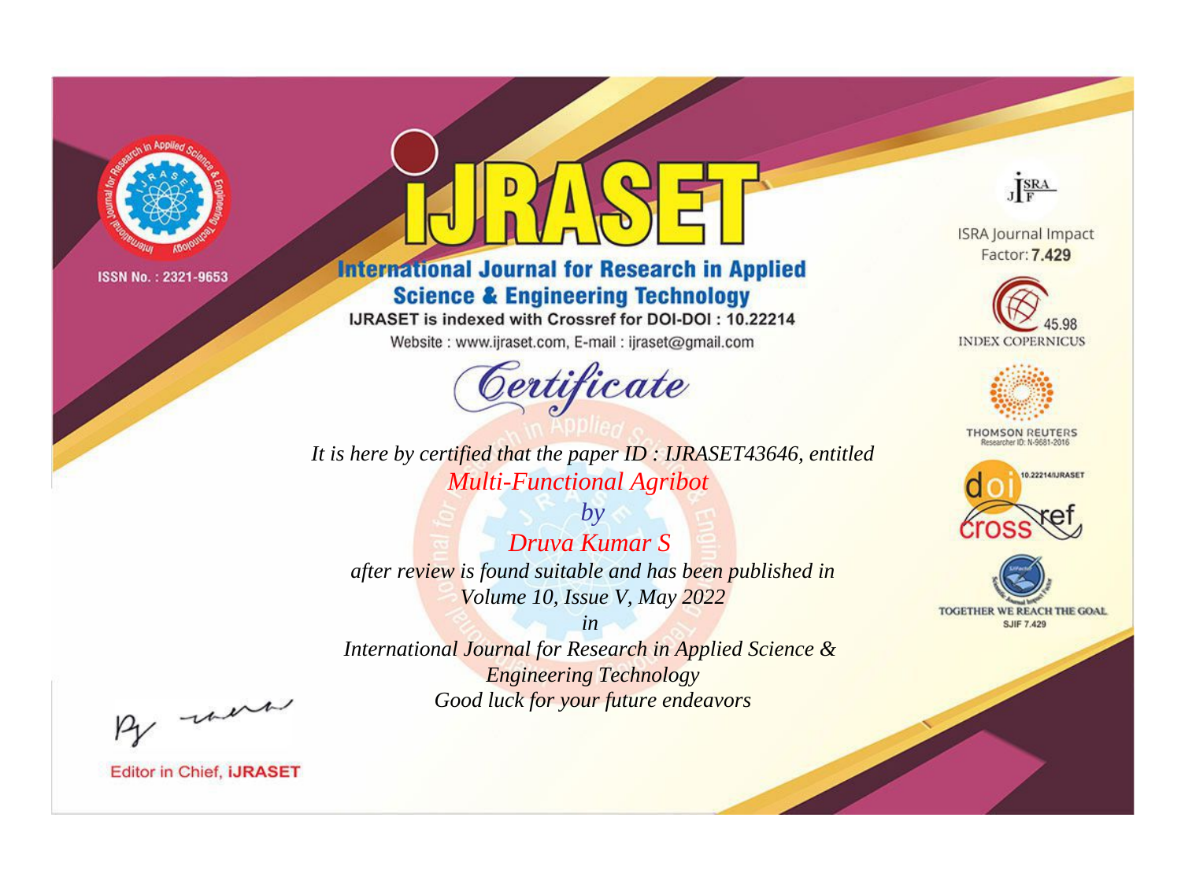ISSN No. : 2321-9653

# iJRASET

## International Journal for Research in Applied Science & Engineering Technology

IJRASET is indexed with Crossref for DOI-DOI : 10.22214

Website : www.ijraset.com, E-mail : ijraset@gmail.com

# Certificate

*It is here by certified that the paper ID : IJRASET43646, entitled*

*Multi-Functional Agribot*

*by*

*Druva Kumar S*

*after review is found suitable and has been published in*

*Volume 10, Issue V, May 2022*

*in*

*International Journal for Research in Applied Science & Engineering Technology*

*Good luck for your future endeavors*

ISRA Journal Impact Factor: **7.429**

45.98 INDEX COPERNICUS

THOMSON REUTERS Researcher ID: N-9681-2016

10.22214/IJRASET

TOGETHER WE REACH THE GOAL SJIF 7.429

Editor in Chief, **iJRASET**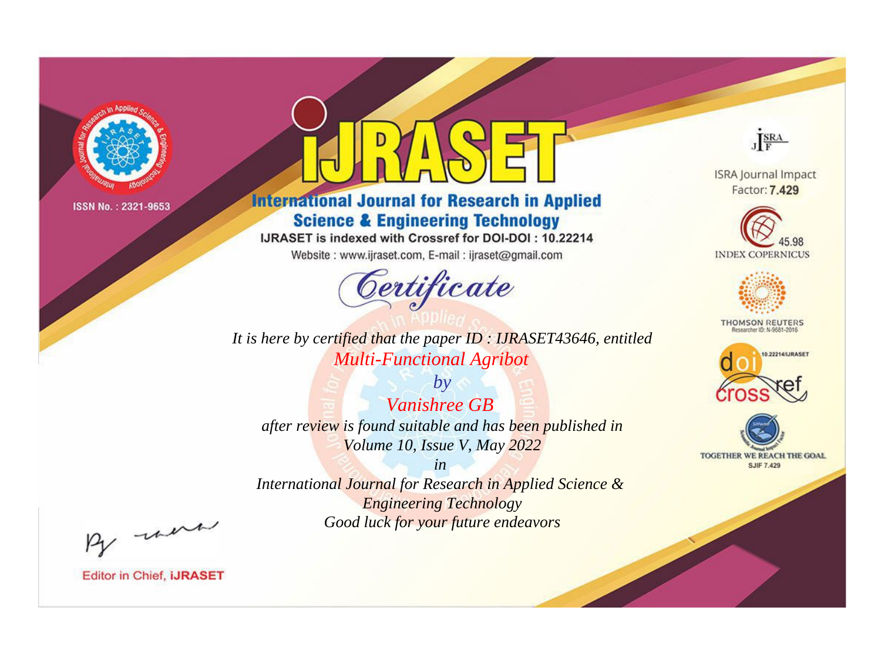ISSN No. : 2321-9653

# IJRASET

## International Journal for Research in Applied Science & Engineering Technology

IJRASET is indexed with Crossref for DOI-DOI : 10.22214

Website : www.ijraset.com, E-mail : ijraset@gmail.com

*Certificate*

*It is here by certified that the paper ID : IJRASET43646, entitled*

*Multi-Functional Agribot*

*by*

*Vanishree GB*

*after review is found suitable and has been published in*

*Volume 10, Issue V, May 2022*

*in*

*International Journal for Research in Applied Science & Engineering Technology*

*Good luck for your future endeavors*

ISRA Journal Impact Factor: **7.429**

45.98 INDEX COPERNICUS

THOMSON REUTERS Researcher ID: N-9681-2016

10.22214/IJRASET

TOGETHER WE REACH THE GOAL SJIF 7.429

Editor in Chief, **iJRASET**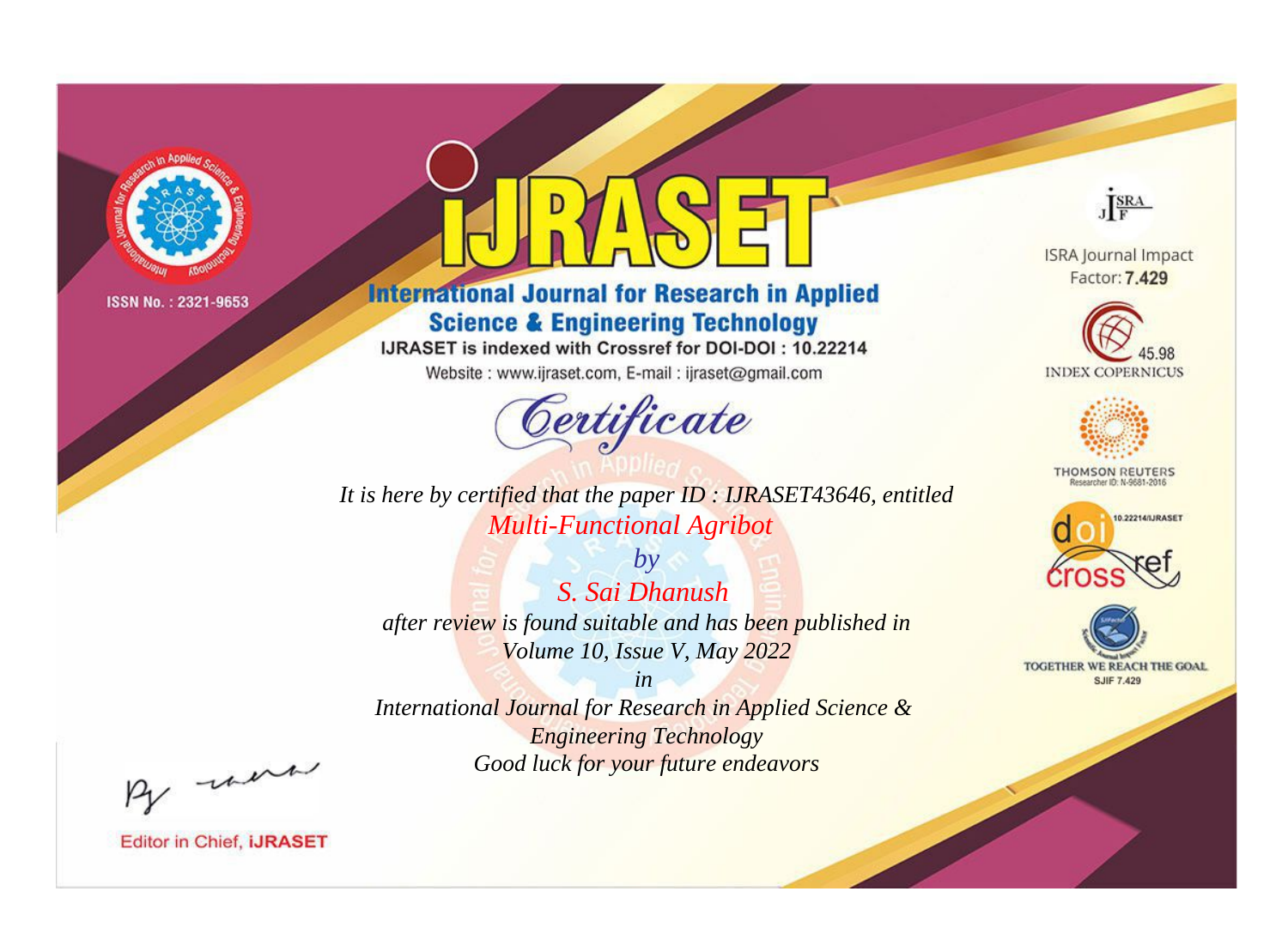ISSN No. : 2321-9653

# iJRASET

## International Journal for Research in Applied Science & Engineering Technology

IJRASET is indexed with Crossref for DOI-DOI : 10.22214

Website : www.ijraset.com, E-mail : ijraset@gmail.com

ISRA Journal Impact Factor: **7.429**

45.98 INDEX COPERNICUS

THOMSON REUTERS Researcher ID: N-9681-2016

10.22214/IJRASET

TOGETHER WE REACH THE GOAL SJIF 7.429

# *Certificate*

*It is here by certified that the paper ID : IJRASET43646, entitled*

*Multi-Functional Agribot*

*by*

*S. Sai Dhanush*

*after review is found suitable and has been published in*

*Volume 10, Issue V, May 2022*

*in*

*International Journal for Research in Applied Science & Engineering Technology*

*Good luck for your future endeavors*

Editor in Chief, **iJRASET**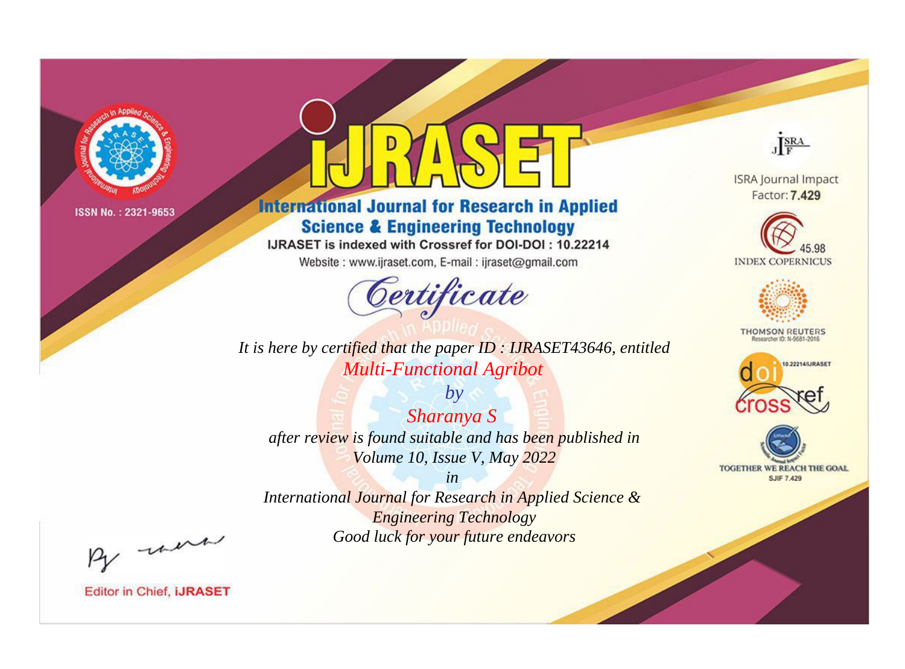ISSN No. : 2321-9653

# iJRASET

## International Journal for Research in Applied Science & Engineering Technology

IJRASET is indexed with Crossref for DOI-DOI : 10.22214

Website : www.ijraset.com, E-mail : ijraset@gmail.com

*Certificate*

*It is here by certified that the paper ID : IJRASET43646, entitled*

*Multi-Functional Agribot*

*by*

*Sharanya S*

*after review is found suitable and has been published in*

*Volume 10, Issue V, May 2022*

*in*

*International Journal for Research in Applied Science & Engineering Technology*

*Good luck for your future endeavors*

ISRA Journal Impact Factor: **7.429**

45.98 INDEX COPERNICUS

THOMSON REUTERS

Researcher ID: N-9681-2016

10.22214/IJRASET

TOGETHER WE REACH THE GOAL

SJIF 7.429

Editor in Chief, **iJRASET**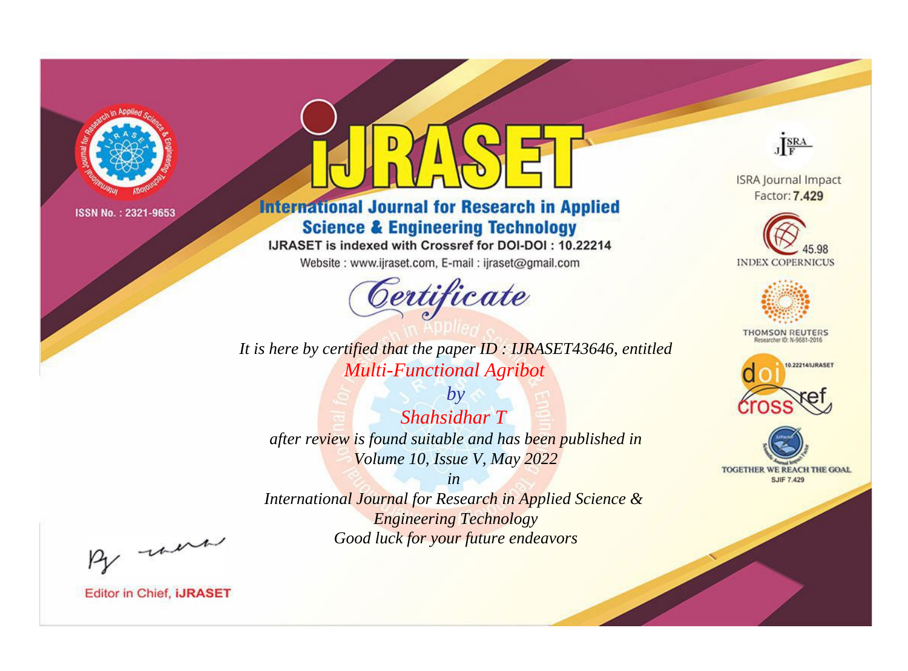ISSN No. : 2321-9653

# iJRASET

## International Journal for Research in Applied Science & Engineering Technology

IJRASET is indexed with Crossref for DOI-DOI : 10.22214

Website : www.ijraset.com, E-mail : ijraset@gmail.com

*Certificate*

*It is here by certified that the paper ID : IJRASET43646, entitled*

*Multi-Functional Agribot*

*by*

*Shahsidhar T*

*after review is found suitable and has been published in*

*Volume 10, Issue V, May 2022*

*in*

*International Journal for Research in Applied Science & Engineering Technology*

*Good luck for your future endeavors*

ISRA Journal Impact Factor: **7.429**

45.98 INDEX COPERNICUS

THOMSON REUTERS Researcher ID: N-9681-2016

10.22214/IJRASET

TOGETHER WE REACH THE GOAL SJIF 7.429

Editor in Chief, **iJRASET**